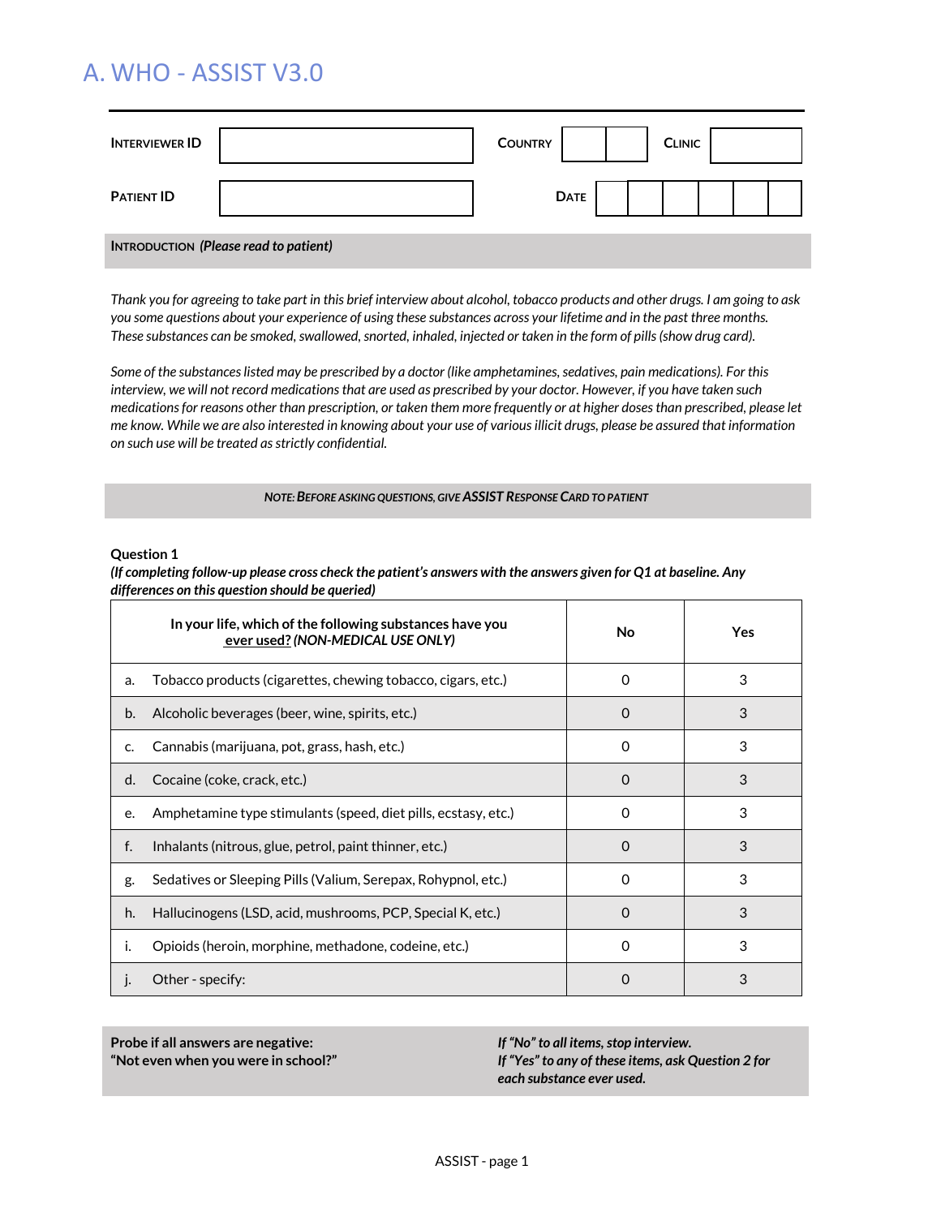# A. WHO - ASSIST V3.0

| INTERVIEWER ID | | COUNTRY | | CLINIC | |
|---|---|---|---|---|---|
| PATIENT ID | | DATE | | | |

**INTRODUCTION** ***(Please read to patient)***

*Thank you for agreeing to take part in this brief interview about alcohol, tobacco products and other drugs. I am going to ask you some questions about your experience of using these substances across your lifetime and in the past three months. These substances can be smoked, swallowed, snorted, inhaled, injected or taken in the form of pills (show drug card).*

*Some of the substances listed may be prescribed by a doctor (like amphetamines, sedatives, pain medications). For this interview, we will not record medications that are used as prescribed by your doctor. However, if you have taken such medications for reasons other than prescription, or taken them more frequently or at higher doses than prescribed, please let me know. While we are also interested in knowing about your use of various illicit drugs, please be assured that information on such use will be treated as strictly confidential.*

***NOTE: BEFORE ASKING QUESTIONS, GIVE ASSIST RESPONSE CARD TO PATIENT***

**Question 1**

***(If completing follow-up please cross check the patient's answers with the answers given for Q1 at baseline. Any differences on this question should be queried)***

| **In your life, which of the following substances have you ever used? *(NON-MEDICAL USE ONLY)*** | **No** | **Yes** |
|---|---|---|
| a. Tobacco products (cigarettes, chewing tobacco, cigars, etc.) | 0 | 3 |
| b. Alcoholic beverages (beer, wine, spirits, etc.) | 0 | 3 |
| c. Cannabis (marijuana, pot, grass, hash, etc.) | 0 | 3 |
| d. Cocaine (coke, crack, etc.) | 0 | 3 |
| e. Amphetamine type stimulants (speed, diet pills, ecstasy, etc.) | 0 | 3 |
| f. Inhalants (nitrous, glue, petrol, paint thinner, etc.) | 0 | 3 |
| g. Sedatives or Sleeping Pills (Valium, Serepax, Rohypnol, etc.) | 0 | 3 |
| h. Hallucinogens (LSD, acid, mushrooms, PCP, Special K, etc.) | 0 | 3 |
| i. Opioids (heroin, morphine, methadone, codeine, etc.) | 0 | 3 |
| j. Other - specify: | 0 | 3 |

**Probe if all answers are negative:**
**"Not even when you were in school?"**

***If "No" to all items, stop interview.***
***If "Yes" to any of these items, ask Question 2 for each substance ever used.***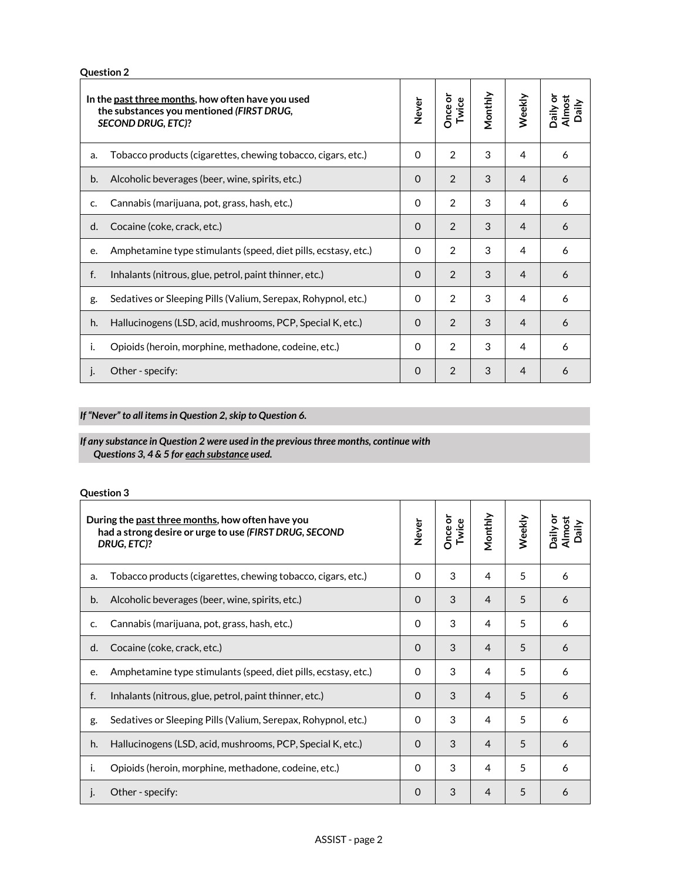**Question 2**

| In the past three months, how often have you used the substances you mentioned *(FIRST DRUG, SECOND DRUG, ETC)*? | Never | Once or Twice | Monthly | Weekly | Daily or Almost Daily |
|---|---|---|---|---|---|
| a. Tobacco products (cigarettes, chewing tobacco, cigars, etc.) | 0 | 2 | 3 | 4 | 6 |
| b. Alcoholic beverages (beer, wine, spirits, etc.) | 0 | 2 | 3 | 4 | 6 |
| c. Cannabis (marijuana, pot, grass, hash, etc.) | 0 | 2 | 3 | 4 | 6 |
| d. Cocaine (coke, crack, etc.) | 0 | 2 | 3 | 4 | 6 |
| e. Amphetamine type stimulants (speed, diet pills, ecstasy, etc.) | 0 | 2 | 3 | 4 | 6 |
| f. Inhalants (nitrous, glue, petrol, paint thinner, etc.) | 0 | 2 | 3 | 4 | 6 |
| g. Sedatives or Sleeping Pills (Valium, Serepax, Rohypnol, etc.) | 0 | 2 | 3 | 4 | 6 |
| h. Hallucinogens (LSD, acid, mushrooms, PCP, Special K, etc.) | 0 | 2 | 3 | 4 | 6 |
| i. Opioids (heroin, morphine, methadone, codeine, etc.) | 0 | 2 | 3 | 4 | 6 |
| j. Other - specify: | 0 | 2 | 3 | 4 | 6 |

***If "Never" to all items in Question 2, skip to Question 6.***

***If any substance in Question 2 were used in the previous three months, continue with Questions 3, 4 & 5 for each substance used.***

**Question 3**

| During the past three months, how often have you had a strong desire or urge to use *(FIRST DRUG, SECOND DRUG, ETC)*? | Never | Once or Twice | Monthly | Weekly | Daily or Almost Daily |
|---|---|---|---|---|---|
| a. Tobacco products (cigarettes, chewing tobacco, cigars, etc.) | 0 | 3 | 4 | 5 | 6 |
| b. Alcoholic beverages (beer, wine, spirits, etc.) | 0 | 3 | 4 | 5 | 6 |
| c. Cannabis (marijuana, pot, grass, hash, etc.) | 0 | 3 | 4 | 5 | 6 |
| d. Cocaine (coke, crack, etc.) | 0 | 3 | 4 | 5 | 6 |
| e. Amphetamine type stimulants (speed, diet pills, ecstasy, etc.) | 0 | 3 | 4 | 5 | 6 |
| f. Inhalants (nitrous, glue, petrol, paint thinner, etc.) | 0 | 3 | 4 | 5 | 6 |
| g. Sedatives or Sleeping Pills (Valium, Serepax, Rohypnol, etc.) | 0 | 3 | 4 | 5 | 6 |
| h. Hallucinogens (LSD, acid, mushrooms, PCP, Special K, etc.) | 0 | 3 | 4 | 5 | 6 |
| i. Opioids (heroin, morphine, methadone, codeine, etc.) | 0 | 3 | 4 | 5 | 6 |
| j. Other - specify: | 0 | 3 | 4 | 5 | 6 |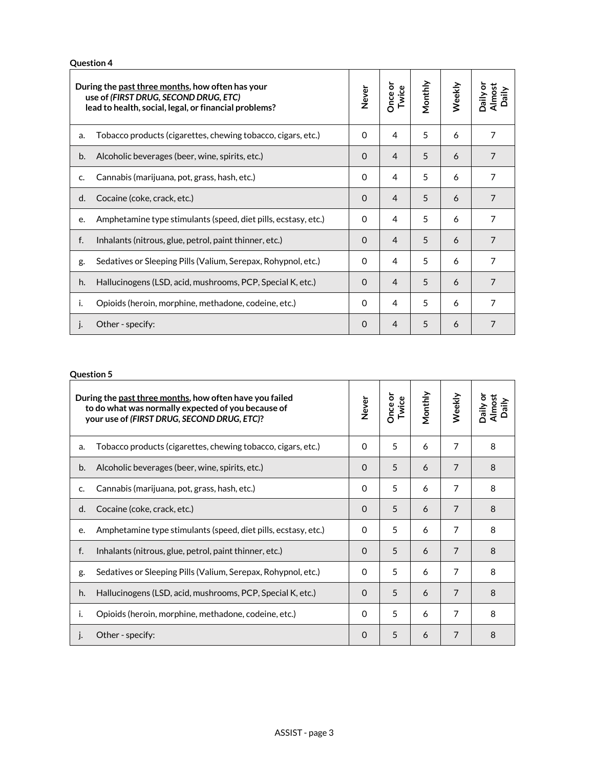**Question 4**

| During the <u>past three months</u>, how often has your use of *(FIRST DRUG, SECOND DRUG, ETC)* lead to health, social, legal, or financial problems? | Never | Once or Twice | Monthly | Weekly | Daily or Almost Daily |
|---|---|---|---|---|---|
| a. Tobacco products (cigarettes, chewing tobacco, cigars, etc.) | 0 | 4 | 5 | 6 | 7 |
| b. Alcoholic beverages (beer, wine, spirits, etc.) | 0 | 4 | 5 | 6 | 7 |
| c. Cannabis (marijuana, pot, grass, hash, etc.) | 0 | 4 | 5 | 6 | 7 |
| d. Cocaine (coke, crack, etc.) | 0 | 4 | 5 | 6 | 7 |
| e. Amphetamine type stimulants (speed, diet pills, ecstasy, etc.) | 0 | 4 | 5 | 6 | 7 |
| f. Inhalants (nitrous, glue, petrol, paint thinner, etc.) | 0 | 4 | 5 | 6 | 7 |
| g. Sedatives or Sleeping Pills (Valium, Serepax, Rohypnol, etc.) | 0 | 4 | 5 | 6 | 7 |
| h. Hallucinogens (LSD, acid, mushrooms, PCP, Special K, etc.) | 0 | 4 | 5 | 6 | 7 |
| i. Opioids (heroin, morphine, methadone, codeine, etc.) | 0 | 4 | 5 | 6 | 7 |
| j. Other - specify: | 0 | 4 | 5 | 6 | 7 |

**Question 5**

| During the <u>past three months</u>, how often have you failed to do what was normally expected of you because of your use of *(FIRST DRUG, SECOND DRUG, ETC)*? | Never | Once or Twice | Monthly | Weekly | Daily or Almost Daily |
|---|---|---|---|---|---|
| a. Tobacco products (cigarettes, chewing tobacco, cigars, etc.) | 0 | 5 | 6 | 7 | 8 |
| b. Alcoholic beverages (beer, wine, spirits, etc.) | 0 | 5 | 6 | 7 | 8 |
| c. Cannabis (marijuana, pot, grass, hash, etc.) | 0 | 5 | 6 | 7 | 8 |
| d. Cocaine (coke, crack, etc.) | 0 | 5 | 6 | 7 | 8 |
| e. Amphetamine type stimulants (speed, diet pills, ecstasy, etc.) | 0 | 5 | 6 | 7 | 8 |
| f. Inhalants (nitrous, glue, petrol, paint thinner, etc.) | 0 | 5 | 6 | 7 | 8 |
| g. Sedatives or Sleeping Pills (Valium, Serepax, Rohypnol, etc.) | 0 | 5 | 6 | 7 | 8 |
| h. Hallucinogens (LSD, acid, mushrooms, PCP, Special K, etc.) | 0 | 5 | 6 | 7 | 8 |
| i. Opioids (heroin, morphine, methadone, codeine, etc.) | 0 | 5 | 6 | 7 | 8 |
| j. Other - specify: | 0 | 5 | 6 | 7 | 8 |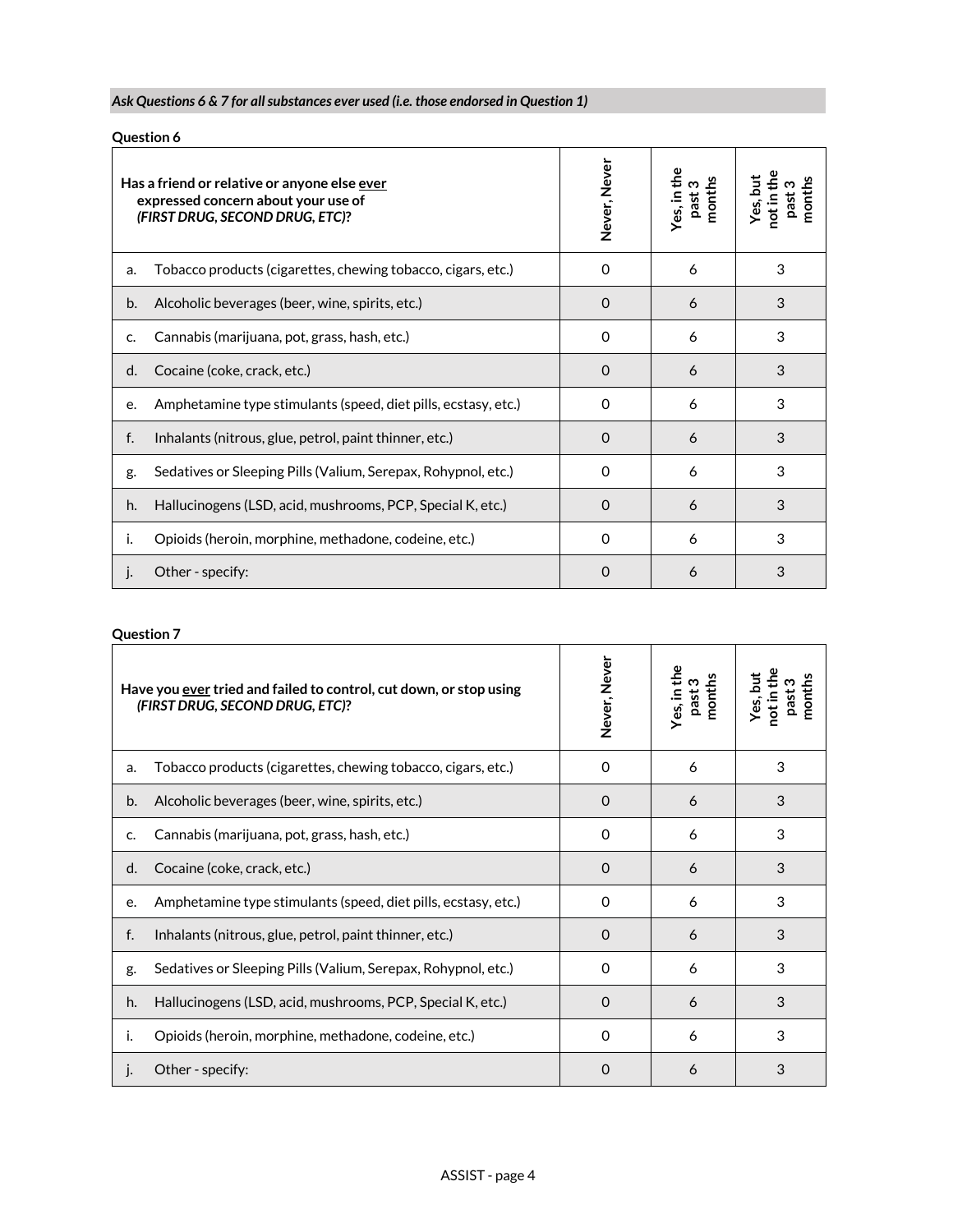*Ask Questions 6 & 7 for all substances ever used (i.e. those endorsed in Question 1)*

**Question 6**

| **Has a friend or relative or anyone else ever expressed concern about your use of *(FIRST DRUG, SECOND DRUG, ETC)*?** | **Never, Never** | **Yes, in the past 3 months** | **Yes, but not in the past 3 months** |
|---|---|---|---|
| a. Tobacco products (cigarettes, chewing tobacco, cigars, etc.) | 0 | 6 | 3 |
| b. Alcoholic beverages (beer, wine, spirits, etc.) | 0 | 6 | 3 |
| c. Cannabis (marijuana, pot, grass, hash, etc.) | 0 | 6 | 3 |
| d. Cocaine (coke, crack, etc.) | 0 | 6 | 3 |
| e. Amphetamine type stimulants (speed, diet pills, ecstasy, etc.) | 0 | 6 | 3 |
| f. Inhalants (nitrous, glue, petrol, paint thinner, etc.) | 0 | 6 | 3 |
| g. Sedatives or Sleeping Pills (Valium, Serepax, Rohypnol, etc.) | 0 | 6 | 3 |
| h. Hallucinogens (LSD, acid, mushrooms, PCP, Special K, etc.) | 0 | 6 | 3 |
| i. Opioids (heroin, morphine, methadone, codeine, etc.) | 0 | 6 | 3 |
| j. Other - specify: | 0 | 6 | 3 |

**Question 7**

| **Have you ever tried and failed to control, cut down, or stop using *(FIRST DRUG, SECOND DRUG, ETC)*?** | **Never, Never** | **Yes, in the past 3 months** | **Yes, but not in the past 3 months** |
|---|---|---|---|
| a. Tobacco products (cigarettes, chewing tobacco, cigars, etc.) | 0 | 6 | 3 |
| b. Alcoholic beverages (beer, wine, spirits, etc.) | 0 | 6 | 3 |
| c. Cannabis (marijuana, pot, grass, hash, etc.) | 0 | 6 | 3 |
| d. Cocaine (coke, crack, etc.) | 0 | 6 | 3 |
| e. Amphetamine type stimulants (speed, diet pills, ecstasy, etc.) | 0 | 6 | 3 |
| f. Inhalants (nitrous, glue, petrol, paint thinner, etc.) | 0 | 6 | 3 |
| g. Sedatives or Sleeping Pills (Valium, Serepax, Rohypnol, etc.) | 0 | 6 | 3 |
| h. Hallucinogens (LSD, acid, mushrooms, PCP, Special K, etc.) | 0 | 6 | 3 |
| i. Opioids (heroin, morphine, methadone, codeine, etc.) | 0 | 6 | 3 |
| j. Other - specify: | 0 | 6 | 3 |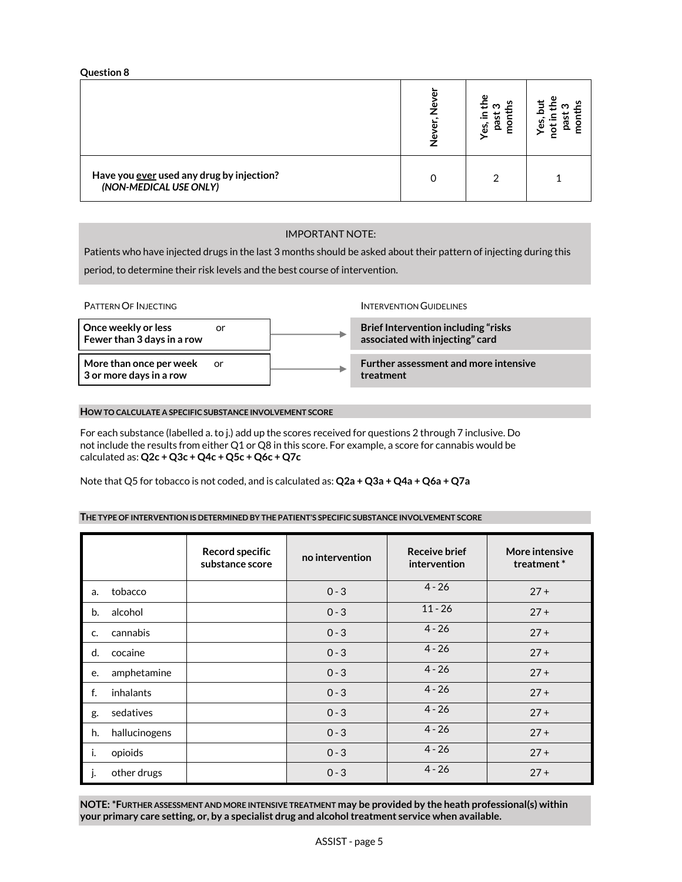**Question 8**

| | Never, Never | Yes, in the past 3 months | Yes, but not in the past 3 months |
|---|---|---|---|
| **Have you <u>ever</u> used any drug by injection?** ***(NON-MEDICAL USE ONLY)*** | 0 | 2 | 1 |

IMPORTANT NOTE:

Patients who have injected drugs in the last 3 months should be asked about their pattern of injecting during this period, to determine their risk levels and the best course of intervention.

| Pattern Of Injecting | Intervention Guidelines |
|---|---|
| **Once weekly or less** or **Fewer than 3 days in a row** | **Brief Intervention including "risks associated with injecting" card** |
| **More than once per week** or **3 or more days in a row** | **Further assessment and more intensive treatment** |

**HOW TO CALCULATE A SPECIFIC SUBSTANCE INVOLVEMENT SCORE**

For each substance (labelled a. to j.) add up the scores received for questions 2 through 7 inclusive. Do not include the results from either Q1 or Q8 in this score. For example, a score for cannabis would be calculated as: **Q2c + Q3c + Q4c + Q5c + Q6c + Q7c**

Note that Q5 for tobacco is not coded, and is calculated as: **Q2a + Q3a + Q4a + Q6a + Q7a**

**THE TYPE OF INTERVENTION IS DETERMINED BY THE PATIENT'S SPECIFIC SUBSTANCE INVOLVEMENT SCORE**

| | Record specific substance score | no intervention | Receive brief intervention | More intensive treatment * |
|---|---|---|---|---|
| a. tobacco | | 0 - 3 | 4 - 26 | 27 + |
| b. alcohol | | 0 - 3 | 11 - 26 | 27 + |
| c. cannabis | | 0 - 3 | 4 - 26 | 27 + |
| d. cocaine | | 0 - 3 | 4 - 26 | 27 + |
| e. amphetamine | | 0 - 3 | 4 - 26 | 27 + |
| f. inhalants | | 0 - 3 | 4 - 26 | 27 + |
| g. sedatives | | 0 - 3 | 4 - 26 | 27 + |
| h. hallucinogens | | 0 - 3 | 4 - 26 | 27 + |
| i. opioids | | 0 - 3 | 4 - 26 | 27 + |
| j. other drugs | | 0 - 3 | 4 - 26 | 27 + |

**NOTE: *FURTHER ASSESSMENT AND MORE INTENSIVE TREATMENT may be provided by the heath professional(s) within your primary care setting, or, by a specialist drug and alcohol treatment service when available.**